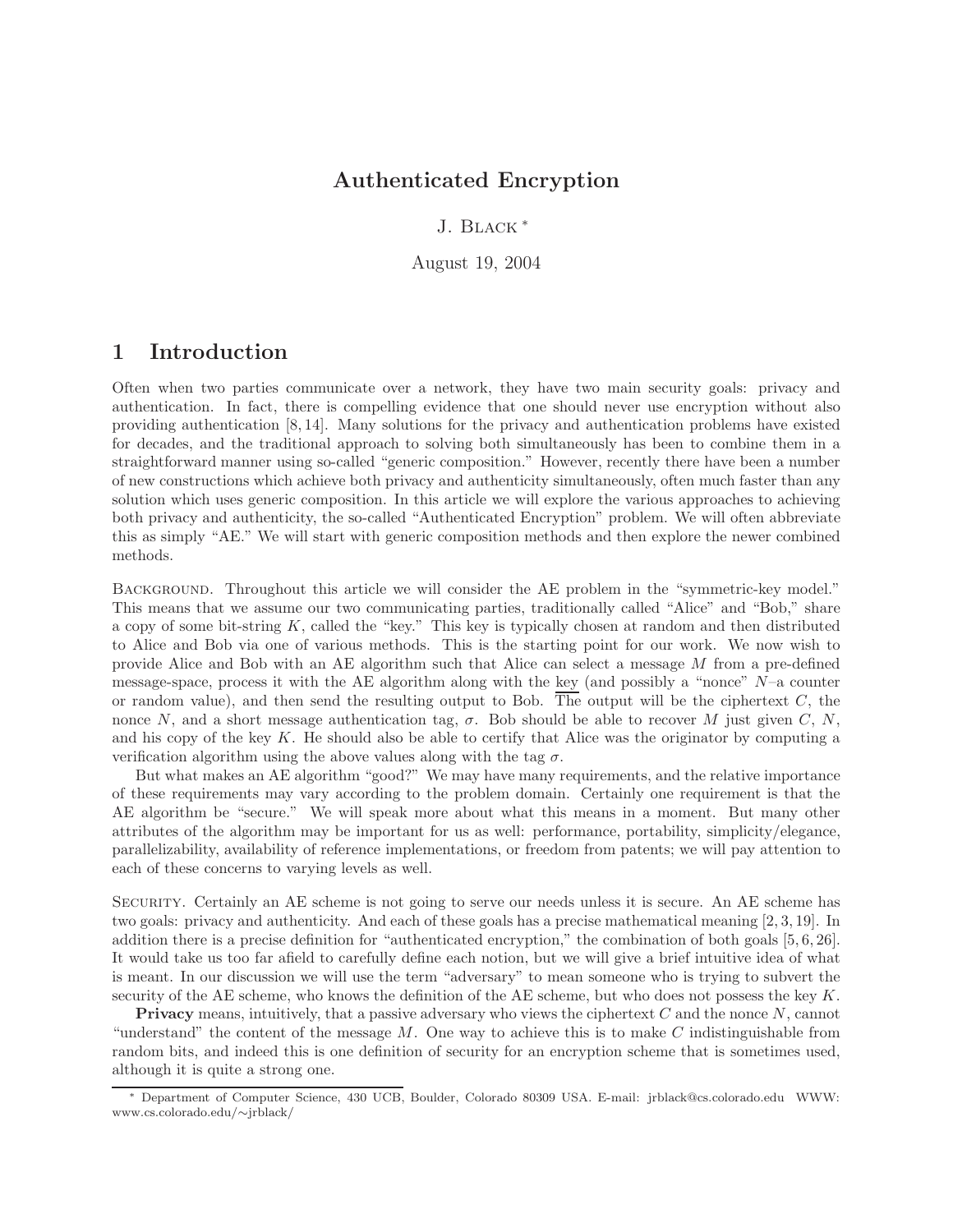# Authenticated Encryption

J. Black *

August 19, 2004

## 1 Introduction

Often when two parties communicate over a network, they have two main security goals: privacy and authentication. In fact, there is compelling evidence that one should never use encryption without also providing authentication [8, 14]. Many solutions for the privacy and authentication problems have existed for decades, and the traditional approach to solving both simultaneously has been to combine them in a straightforward manner using so-called "generic composition." However, recently there have been a number of new constructions which achieve both privacy and authenticity simultaneously, often much faster than any solution which uses generic composition. In this article we will explore the various approaches to achieving both privacy and authenticity, the so-called "Authenticated Encryption" problem. We will often abbreviate this as simply "AE." We will start with generic composition methods and then explore the newer combined methods.

Background. Throughout this article we will consider the AE problem in the "symmetric-key model." This means that we assume our two communicating parties, traditionally called "Alice" and "Bob," share a copy of some bit-string $K$, called the "key." This key is typically chosen at random and then distributed to Alice and Bob via one of various methods. This is the starting point for our work. We now wish to provide Alice and Bob with an AE algorithm such that Alice can select a message $M$ from a pre-defined message-space, process it with the AE algorithm along with the key (and possibly a "nonce" $N$–a counter or random value), and then send the resulting output to Bob. The output will be the ciphertext $C$, the nonce $N$, and a short message authentication tag, $\sigma$. Bob should be able to recover $M$ just given $C$, $N$, and his copy of the key $K$. He should also be able to certify that Alice was the originator by computing a verification algorithm using the above values along with the tag $\sigma$.

But what makes an AE algorithm "good?" We may have many requirements, and the relative importance of these requirements may vary according to the problem domain. Certainly one requirement is that the AE algorithm be "secure." We will speak more about what this means in a moment. But many other attributes of the algorithm may be important for us as well: performance, portability, simplicity/elegance, parallelizability, availability of reference implementations, or freedom from patents; we will pay attention to each of these concerns to varying levels as well.

Security. Certainly an AE scheme is not going to serve our needs unless it is secure. An AE scheme has two goals: privacy and authenticity. And each of these goals has a precise mathematical meaning [2, 3, 19]. In addition there is a precise definition for "authenticated encryption," the combination of both goals [5, 6, 26]. It would take us too far afield to carefully define each notion, but we will give a brief intuitive idea of what is meant. In our discussion we will use the term "adversary" to mean someone who is trying to subvert the security of the AE scheme, who knows the definition of the AE scheme, but who does not possess the key $K$.

**Privacy** means, intuitively, that a passive adversary who views the ciphertext $C$ and the nonce $N$, cannot "understand" the content of the message $M$. One way to achieve this is to make $C$ indistinguishable from random bits, and indeed this is one definition of security for an encryption scheme that is sometimes used, although it is quite a strong one.

* Department of Computer Science, 430 UCB, Boulder, Colorado 80309 USA. E-mail: jrblack@cs.colorado.edu WWW: www.cs.colorado.edu/∼jrblack/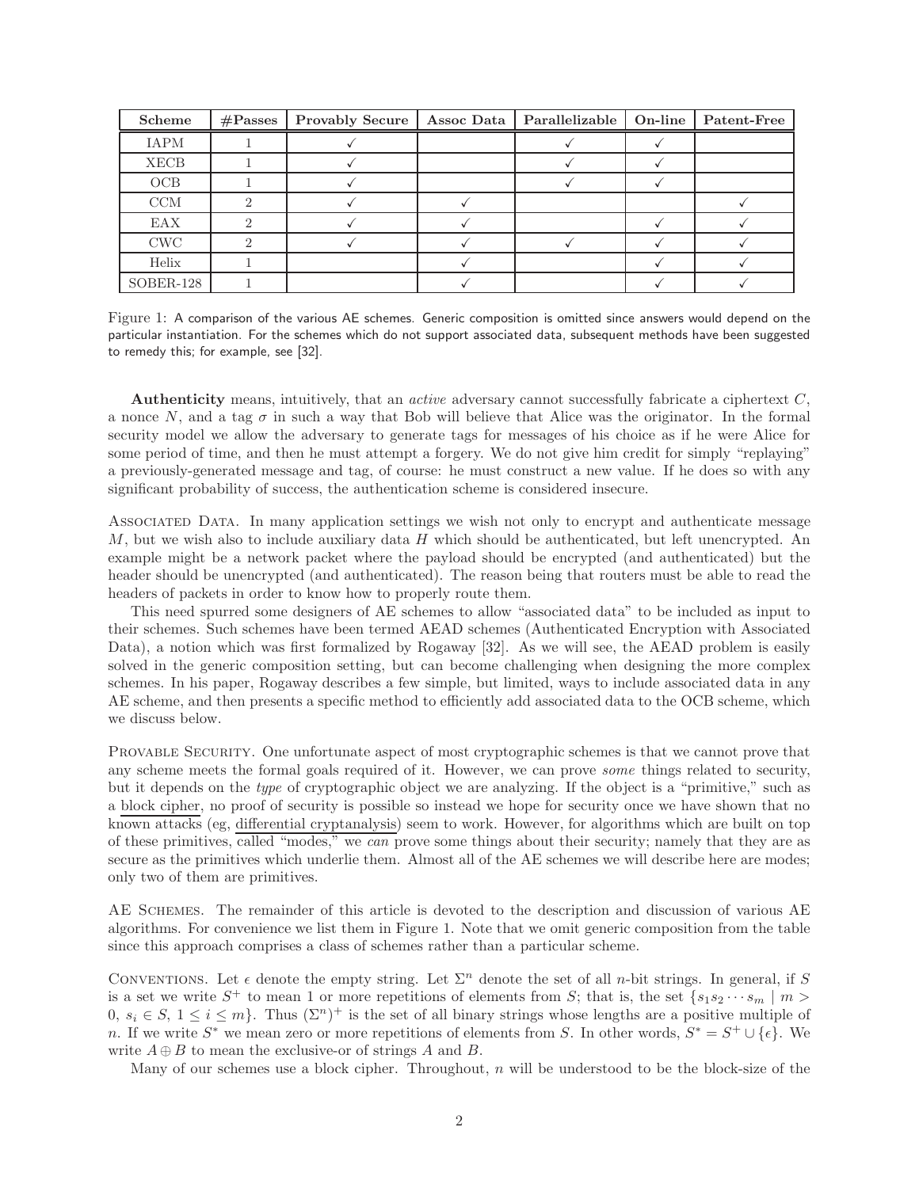| Scheme | #Passes | Provably Secure | Assoc Data | Parallelizable | On-line | Patent-Free |
|---|---|---|---|---|---|---|
| IAPM | 1 | ✓ | | ✓ | ✓ | |
| XECB | 1 | ✓ | | ✓ | ✓ | |
| OCB | 1 | ✓ | | ✓ | ✓ | |
| CCM | 2 | ✓ | ✓ | | | ✓ |
| EAX | 2 | ✓ | ✓ | | ✓ | ✓ |
| CWC | 2 | ✓ | ✓ | ✓ | ✓ | ✓ |
| Helix | 1 | | ✓ | | ✓ | ✓ |
| SOBER-128 | 1 | | ✓ | | ✓ | ✓ |

Figure 1: A comparison of the various AE schemes. Generic composition is omitted since answers would depend on the particular instantiation. For the schemes which do not support associated data, subsequent methods have been suggested to remedy this; for example, see [32].

**Authenticity** means, intuitively, that an *active* adversary cannot successfully fabricate a ciphertext $C$, a nonce $N$, and a tag $\sigma$ in such a way that Bob will believe that Alice was the originator. In the formal security model we allow the adversary to generate tags for messages of his choice as if he were Alice for some period of time, and then he must attempt a forgery. We do not give him credit for simply "replaying" a previously-generated message and tag, of course: he must construct a new value. If he does so with any significant probability of success, the authentication scheme is considered insecure.

Associated Data. In many application settings we wish not only to encrypt and authenticate message $M$, but we wish also to include auxiliary data $H$ which should be authenticated, but left unencrypted. An example might be a network packet where the payload should be encrypted (and authenticated) but the header should be unencrypted (and authenticated). The reason being that routers must be able to read the headers of packets in order to know how to properly route them.

This need spurred some designers of AE schemes to allow "associated data" to be included as input to their schemes. Such schemes have been termed AEAD schemes (Authenticated Encryption with Associated Data), a notion which was first formalized by Rogaway [32]. As we will see, the AEAD problem is easily solved in the generic composition setting, but can become challenging when designing the more complex schemes. In his paper, Rogaway describes a few simple, but limited, ways to include associated data in any AE scheme, and then presents a specific method to efficiently add associated data to the OCB scheme, which we discuss below.

Provable Security. One unfortunate aspect of most cryptographic schemes is that we cannot prove that any scheme meets the formal goals required of it. However, we can prove *some* things related to security, but it depends on the *type* of cryptographic object we are analyzing. If the object is a "primitive," such as a block cipher, no proof of security is possible so instead we hope for security once we have shown that no known attacks (eg, differential cryptanalysis) seem to work. However, for algorithms which are built on top of these primitives, called "modes," we *can* prove some things about their security; namely that they are as secure as the primitives which underlie them. Almost all of the AE schemes we will describe here are modes; only two of them are primitives.

AE Schemes. The remainder of this article is devoted to the description and discussion of various AE algorithms. For convenience we list them in Figure 1. Note that we omit generic composition from the table since this approach comprises a class of schemes rather than a particular scheme.

Conventions. Let $\epsilon$ denote the empty string. Let $\Sigma^n$ denote the set of all $n$-bit strings. In general, if $S$ is a set we write $S^+$ to mean 1 or more repetitions of elements from $S$; that is, the set $\{s_1 s_2 \cdots s_m \mid m > 0,\ s_i \in S,\ 1 \le i \le m\}$. Thus $(\Sigma^n)^+$ is the set of all binary strings whose lengths are a positive multiple of $n$. If we write $S^*$ we mean zero or more repetitions of elements from $S$. In other words, $S^* = S^+ \cup \{\epsilon\}$. We write $A \oplus B$ to mean the exclusive-or of strings $A$ and $B$.

Many of our schemes use a block cipher. Throughout, $n$ will be understood to be the block-size of the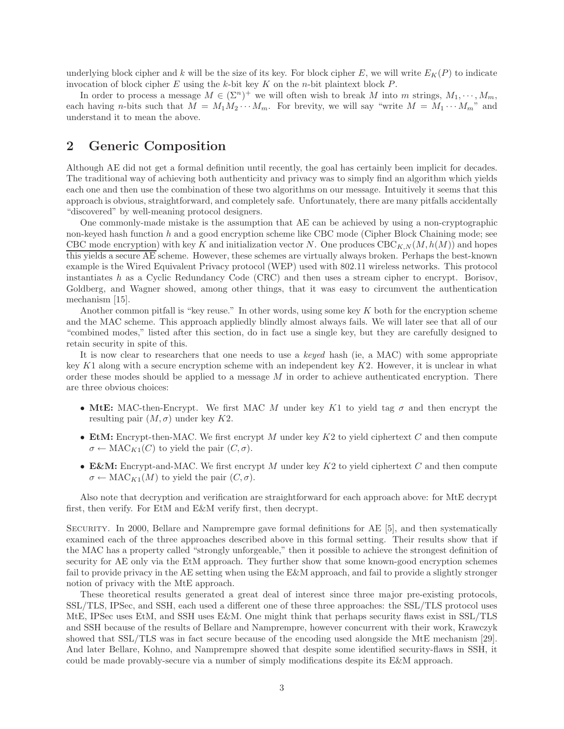underlying block cipher and $k$ will be the size of its key. For block cipher $E$, we will write $E_K(P)$ to indicate invocation of block cipher $E$ using the $k$-bit key $K$ on the $n$-bit plaintext block $P$.

In order to process a message $M \in (\Sigma^n)^+$ we will often wish to break $M$ into $m$ strings, $M_1, \cdots, M_m$, each having $n$-bits such that $M = M_1 M_2 \cdots M_m$. For brevity, we will say "write $M = M_1 \cdots M_m$" and understand it to mean the above.

## 2 Generic Composition

Although AE did not get a formal definition until recently, the goal has certainly been implicit for decades. The traditional way of achieving both authenticity and privacy was to simply find an algorithm which yields each one and then use the combination of these two algorithms on our message. Intuitively it seems that this approach is obvious, straightforward, and completely safe. Unfortunately, there are many pitfalls accidentally "discovered" by well-meaning protocol designers.

One commonly-made mistake is the assumption that AE can be achieved by using a non-cryptographic non-keyed hash function $h$ and a good encryption scheme like CBC mode (Cipher Block Chaining mode; see CBC mode encryption) with key $K$ and initialization vector $N$. One produces $\text{CBC}_{K,N}(M, h(M))$ and hopes this yields a secure AE scheme. However, these schemes are virtually always broken. Perhaps the best-known example is the Wired Equivalent Privacy protocol (WEP) used with 802.11 wireless networks. This protocol instantiates $h$ as a Cyclic Redundancy Code (CRC) and then uses a stream cipher to encrypt. Borisov, Goldberg, and Wagner showed, among other things, that it was easy to circumvent the authentication mechanism [15].

Another common pitfall is "key reuse." In other words, using some key $K$ both for the encryption scheme and the MAC scheme. This approach appliedly blindly almost always fails. We will later see that all of our "combined modes," listed after this section, do in fact use a single key, but they are carefully designed to retain security in spite of this.

It is now clear to researchers that one needs to use a *keyed* hash (ie, a MAC) with some appropriate key $K1$ along with a secure encryption scheme with an independent key $K2$. However, it is unclear in what order these modes should be applied to a message $M$ in order to achieve authenticated encryption. There are three obvious choices:

- **MtE:** MAC-then-Encrypt. We first MAC $M$ under key $K1$ to yield tag $\sigma$ and then encrypt the resulting pair $(M, \sigma)$ under key $K2$.
- **EtM:** Encrypt-then-MAC. We first encrypt $M$ under key $K2$ to yield ciphertext $C$ and then compute $\sigma \leftarrow \text{MAC}_{K1}(C)$ to yield the pair $(C, \sigma)$.
- **E&M:** Encrypt-and-MAC. We first encrypt $M$ under key $K2$ to yield ciphertext $C$ and then compute $\sigma \leftarrow \text{MAC}_{K1}(M)$ to yield the pair $(C, \sigma)$.

Also note that decryption and verification are straightforward for each approach above: for MtE decrypt first, then verify. For EtM and E&M verify first, then decrypt.

SECURITY. In 2000, Bellare and Namprempre gave formal definitions for AE [5], and then systematically examined each of the three approaches described above in this formal setting. Their results show that if the MAC has a property called "strongly unforgeable," then it possible to achieve the strongest definition of security for AE only via the EtM approach. They further show that some known-good encryption schemes fail to provide privacy in the AE setting when using the E&M approach, and fail to provide a slightly stronger notion of privacy with the MtE approach.

These theoretical results generated a great deal of interest since three major pre-existing protocols, SSL/TLS, IPSec, and SSH, each used a different one of these three approaches: the SSL/TLS protocol uses MtE, IPSec uses EtM, and SSH uses E&M. One might think that perhaps security flaws exist in SSL/TLS and SSH because of the results of Bellare and Namprempre, however concurrent with their work, Krawczyk showed that SSL/TLS was in fact secure because of the encoding used alongside the MtE mechanism [29]. And later Bellare, Kohno, and Namprempre showed that despite some identified security-flaws in SSH, it could be made provably-secure via a number of simply modifications despite its E&M approach.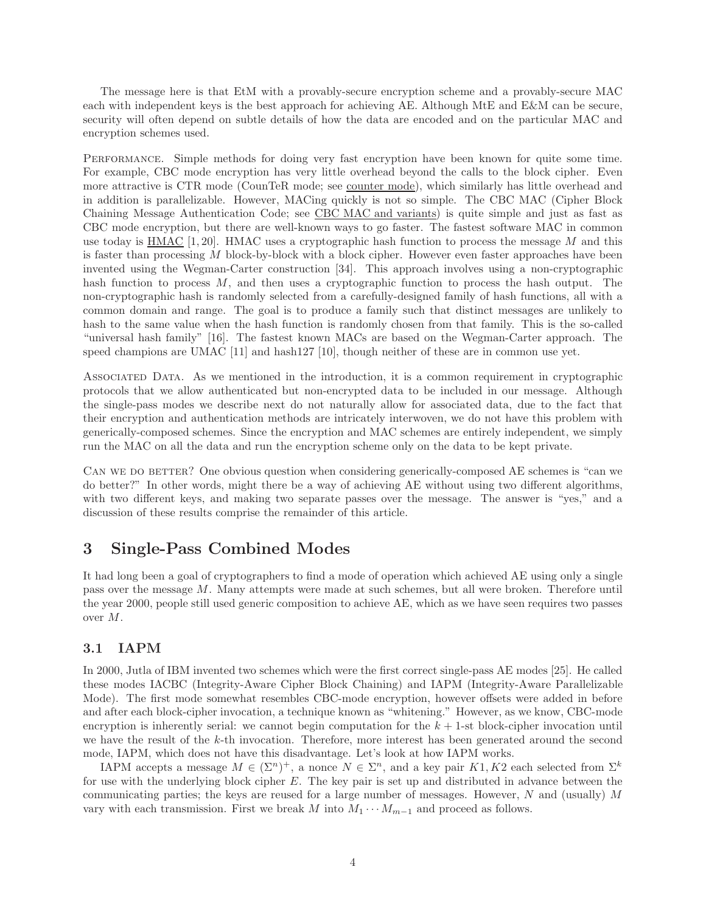The message here is that EtM with a provably-secure encryption scheme and a provably-secure MAC each with independent keys is the best approach for achieving AE. Although MtE and E&M can be secure, security will often depend on subtle details of how the data are encoded and on the particular MAC and encryption schemes used.

Performance. Simple methods for doing very fast encryption have been known for quite some time. For example, CBC mode encryption has very little overhead beyond the calls to the block cipher. Even more attractive is CTR mode (CounTeR mode; see counter mode), which similarly has little overhead and in addition is parallelizable. However, MACing quickly is not so simple. The CBC MAC (Cipher Block Chaining Message Authentication Code; see CBC MAC and variants) is quite simple and just as fast as CBC mode encryption, but there are well-known ways to go faster. The fastest software MAC in common use today is HMAC [1, 20]. HMAC uses a cryptographic hash function to process the message $M$ and this is faster than processing $M$ block-by-block with a block cipher. However even faster approaches have been invented using the Wegman-Carter construction [34]. This approach involves using a non-cryptographic hash function to process $M$, and then uses a cryptographic function to process the hash output. The non-cryptographic hash is randomly selected from a carefully-designed family of hash functions, all with a common domain and range. The goal is to produce a family such that distinct messages are unlikely to hash to the same value when the hash function is randomly chosen from that family. This is the so-called "universal hash family" [16]. The fastest known MACs are based on the Wegman-Carter approach. The speed champions are UMAC [11] and hash127 [10], though neither of these are in common use yet.

Associated Data. As we mentioned in the introduction, it is a common requirement in cryptographic protocols that we allow authenticated but non-encrypted data to be included in our message. Although the single-pass modes we describe next do not naturally allow for associated data, due to the fact that their encryption and authentication methods are intricately interwoven, we do not have this problem with generically-composed schemes. Since the encryption and MAC schemes are entirely independent, we simply run the MAC on all the data and run the encryption scheme only on the data to be kept private.

Can we do better? One obvious question when considering generically-composed AE schemes is "can we do better?" In other words, might there be a way of achieving AE without using two different algorithms, with two different keys, and making two separate passes over the message. The answer is "yes," and a discussion of these results comprise the remainder of this article.

# 3 Single-Pass Combined Modes

It had long been a goal of cryptographers to find a mode of operation which achieved AE using only a single pass over the message $M$. Many attempts were made at such schemes, but all were broken. Therefore until the year 2000, people still used generic composition to achieve AE, which as we have seen requires two passes over $M$.

## 3.1 IAPM

In 2000, Jutla of IBM invented two schemes which were the first correct single-pass AE modes [25]. He called these modes IACBC (Integrity-Aware Cipher Block Chaining) and IAPM (Integrity-Aware Parallelizable Mode). The first mode somewhat resembles CBC-mode encryption, however offsets were added in before and after each block-cipher invocation, a technique known as "whitening." However, as we know, CBC-mode encryption is inherently serial: we cannot begin computation for the $k+1$-st block-cipher invocation until we have the result of the $k$-th invocation. Therefore, more interest has been generated around the second mode, IAPM, which does not have this disadvantage. Let's look at how IAPM works.

IAPM accepts a message $M \in (\Sigma^n)^+$, a nonce $N \in \Sigma^n$, and a key pair $K1, K2$ each selected from $\Sigma^k$ for use with the underlying block cipher $E$. The key pair is set up and distributed in advance between the communicating parties; the keys are reused for a large number of messages. However, $N$ and (usually) $M$ vary with each transmission. First we break $M$ into $M_1 \cdots M_{m-1}$ and proceed as follows.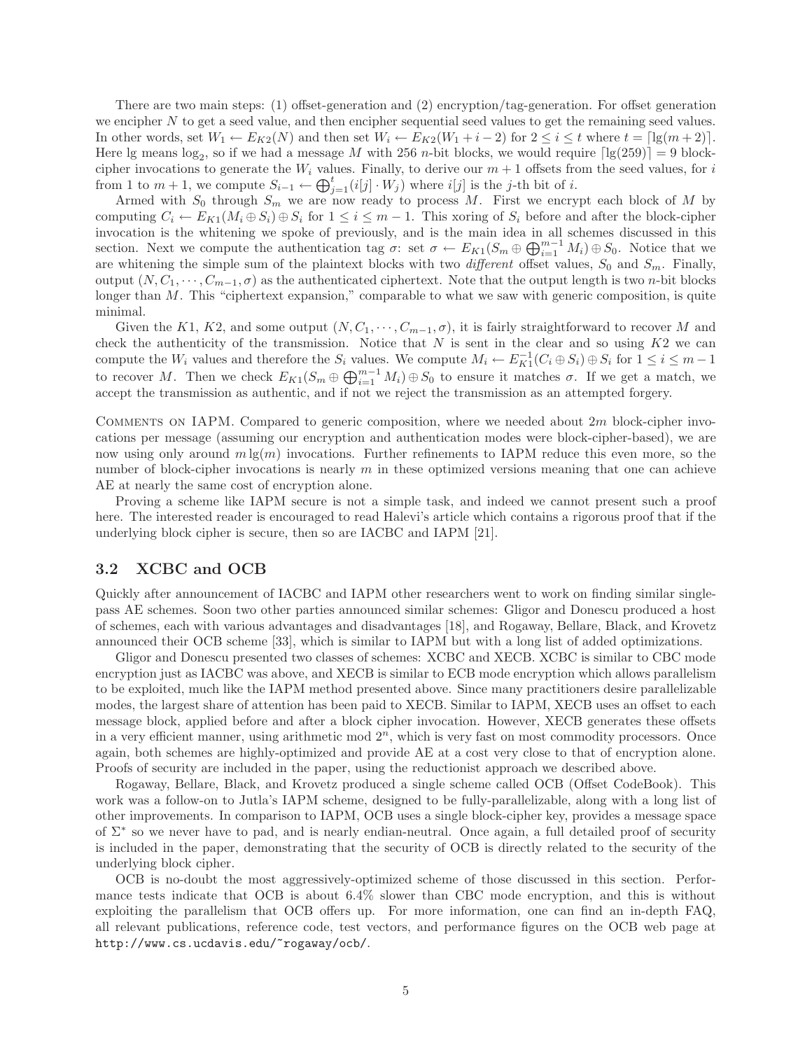There are two main steps: (1) offset-generation and (2) encryption/tag-generation. For offset generation we encipher $N$ to get a seed value, and then encipher sequential seed values to get the remaining seed values. In other words, set $W_1 \leftarrow E_{K2}(N)$ and then set $W_i \leftarrow E_{K2}(W_1 + i - 2)$ for $2 \leq i \leq t$ where $t = \lceil \lg(m+2) \rceil$. Here lg means $\log_2$, so if we had a message $M$ with 256 $n$-bit blocks, we would require $\lceil \lg(259) \rceil = 9$ block-cipher invocations to generate the $W_i$ values. Finally, to derive our $m+1$ offsets from the seed values, for $i$ from 1 to $m+1$, we compute $S_{i-1} \leftarrow \bigoplus_{j=1}^{t}(i[j] \cdot W_j)$ where $i[j]$ is the $j$-th bit of $i$.

Armed with $S_0$ through $S_m$ we are now ready to process $M$. First we encrypt each block of $M$ by computing $C_i \leftarrow E_{K1}(M_i \oplus S_i) \oplus S_i$ for $1 \leq i \leq m-1$. This xoring of $S_i$ before and after the block-cipher invocation is the whitening we spoke of previously, and is the main idea in all schemes discussed in this section. Next we compute the authentication tag $\sigma$: set $\sigma \leftarrow E_{K1}(S_m \oplus \bigoplus_{i=1}^{m-1} M_i) \oplus S_0$. Notice that we are whitening the simple sum of the plaintext blocks with two *different* offset values, $S_0$ and $S_m$. Finally, output $(N, C_1, \cdots, C_{m-1}, \sigma)$ as the authenticated ciphertext. Note that the output length is two $n$-bit blocks longer than $M$. This "ciphertext expansion," comparable to what we saw with generic composition, is quite minimal.

Given the $K1$, $K2$, and some output $(N, C_1, \cdots, C_{m-1}, \sigma)$, it is fairly straightforward to recover $M$ and check the authenticity of the transmission. Notice that $N$ is sent in the clear and so using $K2$ we can compute the $W_i$ values and therefore the $S_i$ values. We compute $M_i \leftarrow E_{K1}^{-1}(C_i \oplus S_i) \oplus S_i$ for $1 \leq i \leq m-1$ to recover $M$. Then we check $E_{K1}(S_m \oplus \bigoplus_{i=1}^{m-1} M_i) \oplus S_0$ to ensure it matches $\sigma$. If we get a match, we accept the transmission as authentic, and if not we reject the transmission as an attempted forgery.

Comments on IAPM. Compared to generic composition, where we needed about $2m$ block-cipher invocations per message (assuming our encryption and authentication modes were block-cipher-based), we are now using only around $m \lg(m)$ invocations. Further refinements to IAPM reduce this even more, so the number of block-cipher invocations is nearly $m$ in these optimized versions meaning that one can achieve AE at nearly the same cost of encryption alone.

Proving a scheme like IAPM secure is not a simple task, and indeed we cannot present such a proof here. The interested reader is encouraged to read Halevi's article which contains a rigorous proof that if the underlying block cipher is secure, then so are IACBC and IAPM [21].

### 3.2 XCBC and OCB

Quickly after announcement of IACBC and IAPM other researchers went to work on finding similar single-pass AE schemes. Soon two other parties announced similar schemes: Gligor and Donescu produced a host of schemes, each with various advantages and disadvantages [18], and Rogaway, Bellare, Black, and Krovetz announced their OCB scheme [33], which is similar to IAPM but with a long list of added optimizations.

Gligor and Donescu presented two classes of schemes: XCBC and XECB. XCBC is similar to CBC mode encryption just as IACBC was above, and XECB is similar to ECB mode encryption which allows parallelism to be exploited, much like the IAPM method presented above. Since many practitioners desire parallelizable modes, the largest share of attention has been paid to XECB. Similar to IAPM, XECB uses an offset to each message block, applied before and after a block cipher invocation. However, XECB generates these offsets in a very efficient manner, using arithmetic mod $2^n$, which is very fast on most commodity processors. Once again, both schemes are highly-optimized and provide AE at a cost very close to that of encryption alone. Proofs of security are included in the paper, using the reductionist approach we described above.

Rogaway, Bellare, Black, and Krovetz produced a single scheme called OCB (Offset CodeBook). This work was a follow-on to Jutla's IAPM scheme, designed to be fully-parallelizable, along with a long list of other improvements. In comparison to IAPM, OCB uses a single block-cipher key, provides a message space of $\Sigma^*$ so we never have to pad, and is nearly endian-neutral. Once again, a full detailed proof of security is included in the paper, demonstrating that the security of OCB is directly related to the security of the underlying block cipher.

OCB is no-doubt the most aggressively-optimized scheme of those discussed in this section. Performance tests indicate that OCB is about 6.4% slower than CBC mode encryption, and this is without exploiting the parallelism that OCB offers up. For more information, one can find an in-depth FAQ, all relevant publications, reference code, test vectors, and performance figures on the OCB web page at http://www.cs.ucdavis.edu/~rogaway/ocb/.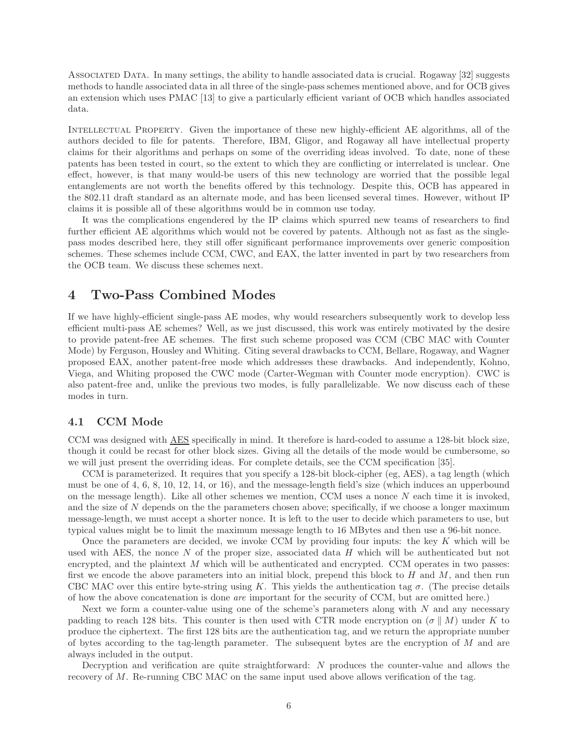Associated Data. In many settings, the ability to handle associated data is crucial. Rogaway [32] suggests methods to handle associated data in all three of the single-pass schemes mentioned above, and for OCB gives an extension which uses PMAC [13] to give a particularly efficient variant of OCB which handles associated data.

Intellectual Property. Given the importance of these new highly-efficient AE algorithms, all of the authors decided to file for patents. Therefore, IBM, Gligor, and Rogaway all have intellectual property claims for their algorithms and perhaps on some of the overriding ideas involved. To date, none of these patents has been tested in court, so the extent to which they are conflicting or interrelated is unclear. One effect, however, is that many would-be users of this new technology are worried that the possible legal entanglements are not worth the benefits offered by this technology. Despite this, OCB has appeared in the 802.11 draft standard as an alternate mode, and has been licensed several times. However, without IP claims it is possible all of these algorithms would be in common use today.

It was the complications engendered by the IP claims which spurred new teams of researchers to find further efficient AE algorithms which would not be covered by patents. Although not as fast as the single-pass modes described here, they still offer significant performance improvements over generic composition schemes. These schemes include CCM, CWC, and EAX, the latter invented in part by two researchers from the OCB team. We discuss these schemes next.

# 4 Two-Pass Combined Modes

If we have highly-efficient single-pass AE modes, why would researchers subsequently work to develop less efficient multi-pass AE schemes? Well, as we just discussed, this work was entirely motivated by the desire to provide patent-free AE schemes. The first such scheme proposed was CCM (CBC MAC with Counter Mode) by Ferguson, Housley and Whiting. Citing several drawbacks to CCM, Bellare, Rogaway, and Wagner proposed EAX, another patent-free mode which addresses these drawbacks. And independently, Kohno, Viega, and Whiting proposed the CWC mode (Carter-Wegman with Counter mode encryption). CWC is also patent-free and, unlike the previous two modes, is fully parallelizable. We now discuss each of these modes in turn.

## 4.1 CCM Mode

CCM was designed with AES specifically in mind. It therefore is hard-coded to assume a 128-bit block size, though it could be recast for other block sizes. Giving all the details of the mode would be cumbersome, so we will just present the overriding ideas. For complete details, see the CCM specification [35].

CCM is parameterized. It requires that you specify a 128-bit block-cipher (eg, AES), a tag length (which must be one of 4, 6, 8, 10, 12, 14, or 16), and the message-length field's size (which induces an upperbound on the message length). Like all other schemes we mention, CCM uses a nonce $N$ each time it is invoked, and the size of $N$ depends on the the parameters chosen above; specifically, if we choose a longer maximum message-length, we must accept a shorter nonce. It is left to the user to decide which parameters to use, but typical values might be to limit the maximum message length to 16 MBytes and then use a 96-bit nonce.

Once the parameters are decided, we invoke CCM by providing four inputs: the key $K$ which will be used with AES, the nonce $N$ of the proper size, associated data $H$ which will be authenticated but not encrypted, and the plaintext $M$ which will be authenticated and encrypted. CCM operates in two passes: first we encode the above parameters into an initial block, prepend this block to $H$ and $M$, and then run CBC MAC over this entire byte-string using $K$. This yields the authentication tag $\sigma$. (The precise details of how the above concatenation is done *are* important for the security of CCM, but are omitted here.)

Next we form a counter-value using one of the scheme's parameters along with $N$ and any necessary padding to reach 128 bits. This counter is then used with CTR mode encryption on $(\sigma \parallel M)$ under $K$ to produce the ciphertext. The first 128 bits are the authentication tag, and we return the appropriate number of bytes according to the tag-length parameter. The subsequent bytes are the encryption of $M$ and are always included in the output.

Decryption and verification are quite straightforward: $N$ produces the counter-value and allows the recovery of $M$. Re-running CBC MAC on the same input used above allows verification of the tag.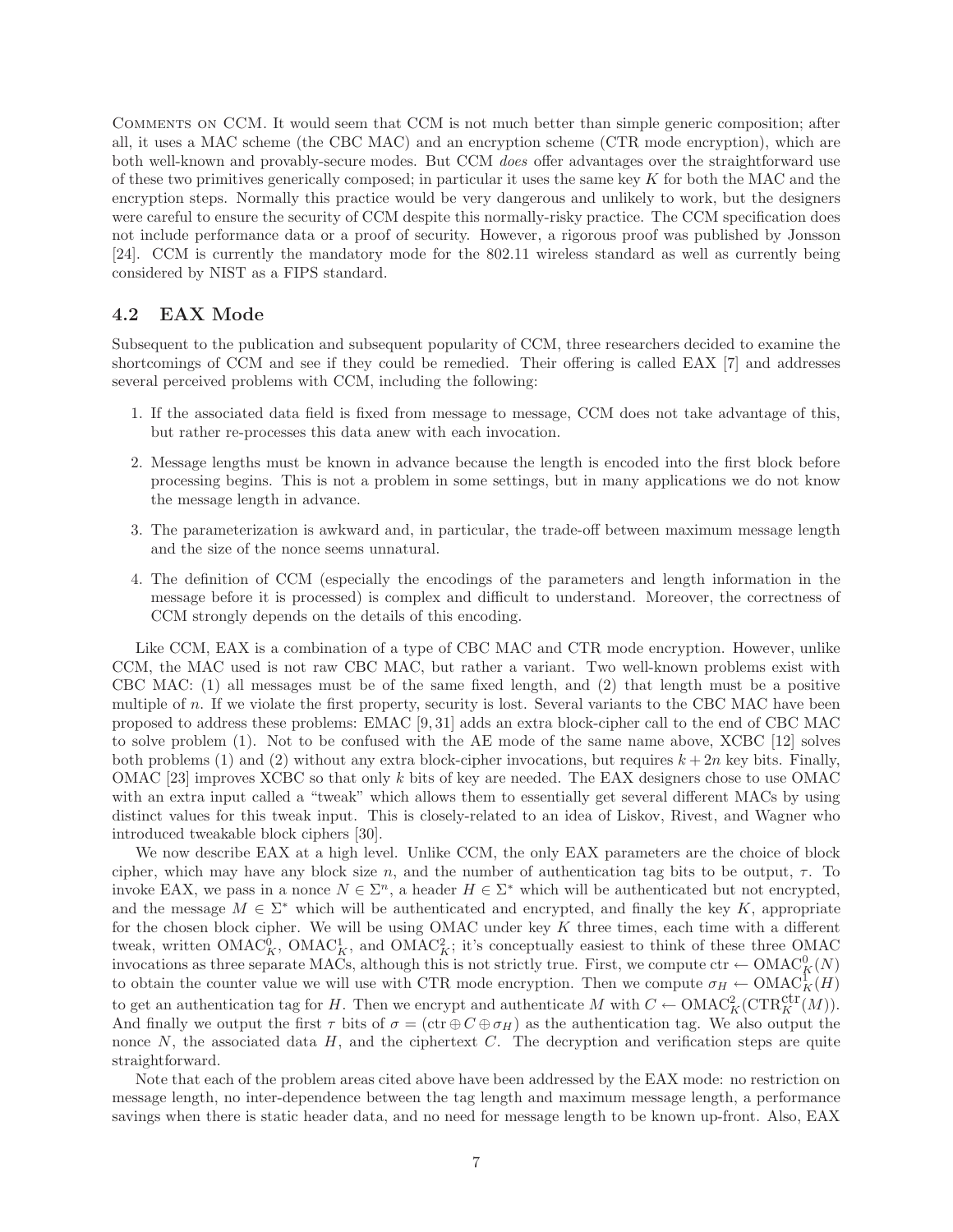Comments on CCM. It would seem that CCM is not much better than simple generic composition; after all, it uses a MAC scheme (the CBC MAC) and an encryption scheme (CTR mode encryption), which are both well-known and provably-secure modes. But CCM *does* offer advantages over the straightforward use of these two primitives generically composed; in particular it uses the same key $K$ for both the MAC and the encryption steps. Normally this practice would be very dangerous and unlikely to work, but the designers were careful to ensure the security of CCM despite this normally-risky practice. The CCM specification does not include performance data or a proof of security. However, a rigorous proof was published by Jonsson [24]. CCM is currently the mandatory mode for the 802.11 wireless standard as well as currently being considered by NIST as a FIPS standard.

### 4.2 EAX Mode

Subsequent to the publication and subsequent popularity of CCM, three researchers decided to examine the shortcomings of CCM and see if they could be remedied. Their offering is called EAX [7] and addresses several perceived problems with CCM, including the following:

1. If the associated data field is fixed from message to message, CCM does not take advantage of this, but rather re-processes this data anew with each invocation.
2. Message lengths must be known in advance because the length is encoded into the first block before processing begins. This is not a problem in some settings, but in many applications we do not know the message length in advance.
3. The parameterization is awkward and, in particular, the trade-off between maximum message length and the size of the nonce seems unnatural.
4. The definition of CCM (especially the encodings of the parameters and length information in the message before it is processed) is complex and difficult to understand. Moreover, the correctness of CCM strongly depends on the details of this encoding.

Like CCM, EAX is a combination of a type of CBC MAC and CTR mode encryption. However, unlike CCM, the MAC used is not raw CBC MAC, but rather a variant. Two well-known problems exist with CBC MAC: (1) all messages must be of the same fixed length, and (2) that length must be a positive multiple of $n$. If we violate the first property, security is lost. Several variants to the CBC MAC have been proposed to address these problems: EMAC [9, 31] adds an extra block-cipher call to the end of CBC MAC to solve problem (1). Not to be confused with the AE mode of the same name above, XCBC [12] solves both problems (1) and (2) without any extra block-cipher invocations, but requires $k + 2n$ key bits. Finally, OMAC [23] improves XCBC so that only $k$ bits of key are needed. The EAX designers chose to use OMAC with an extra input called a "tweak" which allows them to essentially get several different MACs by using distinct values for this tweak input. This is closely-related to an idea of Liskov, Rivest, and Wagner who introduced tweakable block ciphers [30].

We now describe EAX at a high level. Unlike CCM, the only EAX parameters are the choice of block cipher, which may have any block size $n$, and the number of authentication tag bits to be output, $\tau$. To invoke EAX, we pass in a nonce $N \in \Sigma^n$, a header $H \in \Sigma^*$ which will be authenticated but not encrypted, and the message $M \in \Sigma^*$ which will be authenticated and encrypted, and finally the key $K$, appropriate for the chosen block cipher. We will be using OMAC under key $K$ three times, each time with a different tweak, written $\mathrm{OMAC}_K^0$, $\mathrm{OMAC}_K^1$, and $\mathrm{OMAC}_K^2$; it's conceptually easiest to think of these three OMAC invocations as three separate MACs, although this is not strictly true. First, we compute $\mathrm{ctr} \leftarrow \mathrm{OMAC}_K^0(N)$ to obtain the counter value we will use with CTR mode encryption. Then we compute $\sigma_H \leftarrow \mathrm{OMAC}_K^1(H)$ to get an authentication tag for $H$. Then we encrypt and authenticate $M$ with $C \leftarrow \mathrm{OMAC}_K^2(\mathrm{CTR}_K^{\mathrm{ctr}}(M))$. And finally we output the first $\tau$ bits of $\sigma = (\mathrm{ctr} \oplus C \oplus \sigma_H)$ as the authentication tag. We also output the nonce $N$, the associated data $H$, and the ciphertext $C$. The decryption and verification steps are quite straightforward.

Note that each of the problem areas cited above have been addressed by the EAX mode: no restriction on message length, no inter-dependence between the tag length and maximum message length, a performance savings when there is static header data, and no need for message length to be known up-front. Also, EAX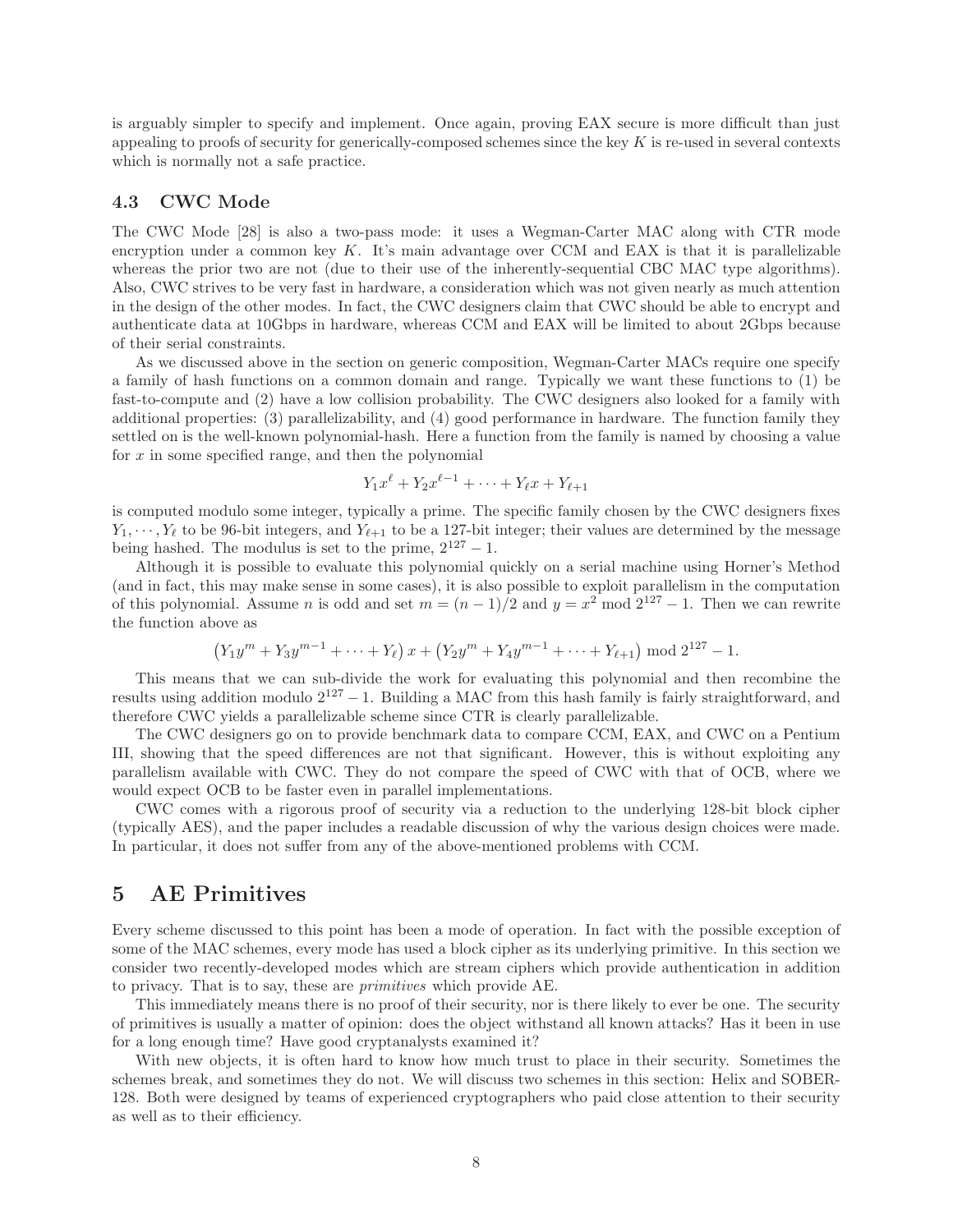is arguably simpler to specify and implement. Once again, proving EAX secure is more difficult than just appealing to proofs of security for generically-composed schemes since the key $K$ is re-used in several contexts which is normally not a safe practice.

### 4.3 CWC Mode

The CWC Mode [28] is also a two-pass mode: it uses a Wegman-Carter MAC along with CTR mode encryption under a common key $K$. It's main advantage over CCM and EAX is that it is parallelizable whereas the prior two are not (due to their use of the inherently-sequential CBC MAC type algorithms). Also, CWC strives to be very fast in hardware, a consideration which was not given nearly as much attention in the design of the other modes. In fact, the CWC designers claim that CWC should be able to encrypt and authenticate data at 10Gbps in hardware, whereas CCM and EAX will be limited to about 2Gbps because of their serial constraints.

As we discussed above in the section on generic composition, Wegman-Carter MACs require one specify a family of hash functions on a common domain and range. Typically we want these functions to (1) be fast-to-compute and (2) have a low collision probability. The CWC designers also looked for a family with additional properties: (3) parallelizability, and (4) good performance in hardware. The function family they settled on is the well-known polynomial-hash. Here a function from the family is named by choosing a value for $x$ in some specified range, and then the polynomial

$$Y_1 x^{\ell} + Y_2 x^{\ell-1} + \cdots + Y_{\ell} x + Y_{\ell+1}$$

is computed modulo some integer, typically a prime. The specific family chosen by the CWC designers fixes $Y_1, \cdots, Y_\ell$ to be 96-bit integers, and $Y_{\ell+1}$ to be a 127-bit integer; their values are determined by the message being hashed. The modulus is set to the prime, $2^{127} - 1$.

Although it is possible to evaluate this polynomial quickly on a serial machine using Horner's Method (and in fact, this may make sense in some cases), it is also possible to exploit parallelism in the computation of this polynomial. Assume $n$ is odd and set $m = (n-1)/2$ and $y = x^2 \bmod 2^{127} - 1$. Then we can rewrite the function above as

$$\left(Y_1 y^m + Y_3 y^{m-1} + \cdots + Y_\ell\right) x + \left(Y_2 y^m + Y_4 y^{m-1} + \cdots + Y_{\ell+1}\right) \bmod 2^{127} - 1.$$

This means that we can sub-divide the work for evaluating this polynomial and then recombine the results using addition modulo $2^{127} - 1$. Building a MAC from this hash family is fairly straightforward, and therefore CWC yields a parallelizable scheme since CTR is clearly parallelizable.

The CWC designers go on to provide benchmark data to compare CCM, EAX, and CWC on a Pentium III, showing that the speed differences are not that significant. However, this is without exploiting any parallelism available with CWC. They do not compare the speed of CWC with that of OCB, where we would expect OCB to be faster even in parallel implementations.

CWC comes with a rigorous proof of security via a reduction to the underlying 128-bit block cipher (typically AES), and the paper includes a readable discussion of why the various design choices were made. In particular, it does not suffer from any of the above-mentioned problems with CCM.

## 5 AE Primitives

Every scheme discussed to this point has been a mode of operation. In fact with the possible exception of some of the MAC schemes, every mode has used a block cipher as its underlying primitive. In this section we consider two recently-developed modes which are stream ciphers which provide authentication in addition to privacy. That is to say, these are *primitives* which provide AE.

This immediately means there is no proof of their security, nor is there likely to ever be one. The security of primitives is usually a matter of opinion: does the object withstand all known attacks? Has it been in use for a long enough time? Have good cryptanalysts examined it?

With new objects, it is often hard to know how much trust to place in their security. Sometimes the schemes break, and sometimes they do not. We will discuss two schemes in this section: Helix and SOBER-128. Both were designed by teams of experienced cryptographers who paid close attention to their security as well as to their efficiency.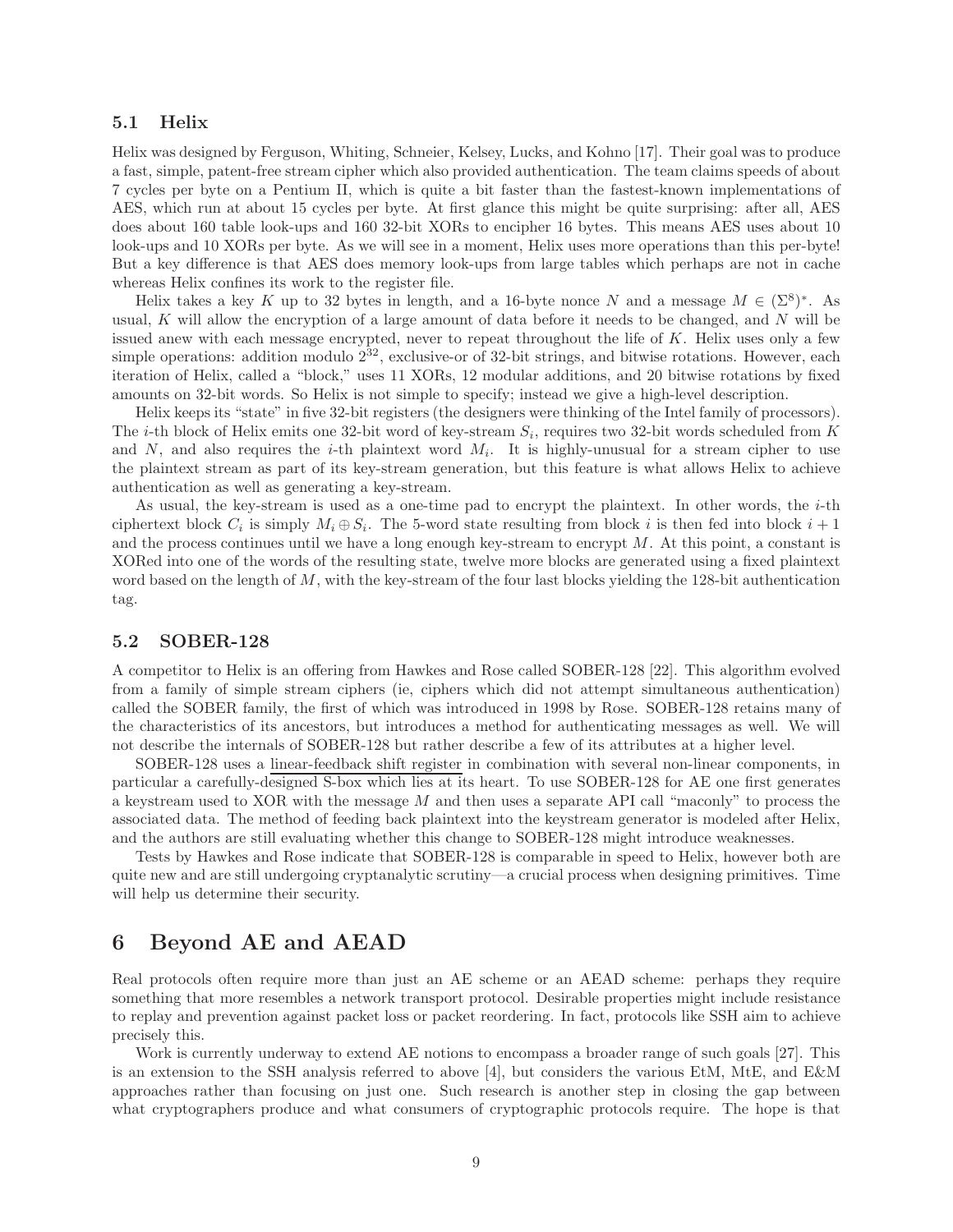### 5.1 Helix

Helix was designed by Ferguson, Whiting, Schneier, Kelsey, Lucks, and Kohno [17]. Their goal was to produce a fast, simple, patent-free stream cipher which also provided authentication. The team claims speeds of about 7 cycles per byte on a Pentium II, which is quite a bit faster than the fastest-known implementations of AES, which run at about 15 cycles per byte. At first glance this might be quite surprising: after all, AES does about 160 table look-ups and 160 32-bit XORs to encipher 16 bytes. This means AES uses about 10 look-ups and 10 XORs per byte. As we will see in a moment, Helix uses more operations than this per-byte! But a key difference is that AES does memory look-ups from large tables which perhaps are not in cache whereas Helix confines its work to the register file.

Helix takes a key $K$ up to 32 bytes in length, and a 16-byte nonce $N$ and a message $M \in (\Sigma^8)^*$. As usual, $K$ will allow the encryption of a large amount of data before it needs to be changed, and $N$ will be issued anew with each message encrypted, never to repeat throughout the life of $K$. Helix uses only a few simple operations: addition modulo $2^{32}$, exclusive-or of 32-bit strings, and bitwise rotations. However, each iteration of Helix, called a "block," uses 11 XORs, 12 modular additions, and 20 bitwise rotations by fixed amounts on 32-bit words. So Helix is not simple to specify; instead we give a high-level description.

Helix keeps its "state" in five 32-bit registers (the designers were thinking of the Intel family of processors). The $i$-th block of Helix emits one 32-bit word of key-stream $S_i$, requires two 32-bit words scheduled from $K$ and $N$, and also requires the $i$-th plaintext word $M_i$. It is highly-unusual for a stream cipher to use the plaintext stream as part of its key-stream generation, but this feature is what allows Helix to achieve authentication as well as generating a key-stream.

As usual, the key-stream is used as a one-time pad to encrypt the plaintext. In other words, the $i$-th ciphertext block $C_i$ is simply $M_i \oplus S_i$. The 5-word state resulting from block $i$ is then fed into block $i+1$ and the process continues until we have a long enough key-stream to encrypt $M$. At this point, a constant is XORed into one of the words of the resulting state, twelve more blocks are generated using a fixed plaintext word based on the length of $M$, with the key-stream of the four last blocks yielding the 128-bit authentication tag.

### 5.2 SOBER-128

A competitor to Helix is an offering from Hawkes and Rose called SOBER-128 [22]. This algorithm evolved from a family of simple stream ciphers (ie, ciphers which did not attempt simultaneous authentication) called the SOBER family, the first of which was introduced in 1998 by Rose. SOBER-128 retains many of the characteristics of its ancestors, but introduces a method for authenticating messages as well. We will not describe the internals of SOBER-128 but rather describe a few of its attributes at a higher level.

SOBER-128 uses a linear-feedback shift register in combination with several non-linear components, in particular a carefully-designed S-box which lies at its heart. To use SOBER-128 for AE one first generates a keystream used to XOR with the message $M$ and then uses a separate API call "maconly" to process the associated data. The method of feeding back plaintext into the keystream generator is modeled after Helix, and the authors are still evaluating whether this change to SOBER-128 might introduce weaknesses.

Tests by Hawkes and Rose indicate that SOBER-128 is comparable in speed to Helix, however both are quite new and are still undergoing cryptanalytic scrutiny—a crucial process when designing primitives. Time will help us determine their security.

## 6 Beyond AE and AEAD

Real protocols often require more than just an AE scheme or an AEAD scheme: perhaps they require something that more resembles a network transport protocol. Desirable properties might include resistance to replay and prevention against packet loss or packet reordering. In fact, protocols like SSH aim to achieve precisely this.

Work is currently underway to extend AE notions to encompass a broader range of such goals [27]. This is an extension to the SSH analysis referred to above [4], but considers the various EtM, MtE, and E&M approaches rather than focusing on just one. Such research is another step in closing the gap between what cryptographers produce and what consumers of cryptographic protocols require. The hope is that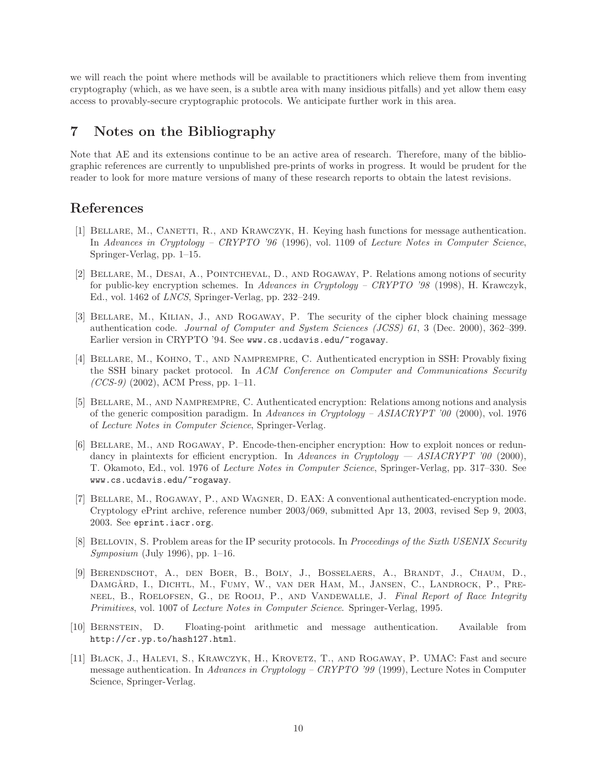we will reach the point where methods will be available to practitioners which relieve them from inventing cryptography (which, as we have seen, is a subtle area with many insidious pitfalls) and yet allow them easy access to provably-secure cryptographic protocols. We anticipate further work in this area.

## 7 Notes on the Bibliography

Note that AE and its extensions continue to be an active area of research. Therefore, many of the bibliographic references are currently to unpublished pre-prints of works in progress. It would be prudent for the reader to look for more mature versions of many of these research reports to obtain the latest revisions.

## References

[1] Bellare, M., Canetti, R., and Krawczyk, H. Keying hash functions for message authentication. In *Advances in Cryptology – CRYPTO '96* (1996), vol. 1109 of *Lecture Notes in Computer Science*, Springer-Verlag, pp. 1–15.

[2] Bellare, M., Desai, A., Pointcheval, D., and Rogaway, P. Relations among notions of security for public-key encryption schemes. In *Advances in Cryptology – CRYPTO '98* (1998), H. Krawczyk, Ed., vol. 1462 of *LNCS*, Springer-Verlag, pp. 232–249.

[3] Bellare, M., Kilian, J., and Rogaway, P. The security of the cipher block chaining message authentication code. *Journal of Computer and System Sciences (JCSS) 61*, 3 (Dec. 2000), 362–399. Earlier version in CRYPTO '94. See `www.cs.ucdavis.edu/~rogaway`.

[4] Bellare, M., Kohno, T., and Namprempre, C. Authenticated encryption in SSH: Provably fixing the SSH binary packet protocol. In *ACM Conference on Computer and Communications Security (CCS-9)* (2002), ACM Press, pp. 1–11.

[5] Bellare, M., and Namprempre, C. Authenticated encryption: Relations among notions and analysis of the generic composition paradigm. In *Advances in Cryptology – ASIACRYPT '00* (2000), vol. 1976 of *Lecture Notes in Computer Science*, Springer-Verlag.

[6] Bellare, M., and Rogaway, P. Encode-then-encipher encryption: How to exploit nonces or redundancy in plaintexts for efficient encryption. In *Advances in Cryptology — ASIACRYPT '00* (2000), T. Okamoto, Ed., vol. 1976 of *Lecture Notes in Computer Science*, Springer-Verlag, pp. 317–330. See `www.cs.ucdavis.edu/~rogaway`.

[7] Bellare, M., Rogaway, P., and Wagner, D. EAX: A conventional authenticated-encryption mode. Cryptology ePrint archive, reference number 2003/069, submitted Apr 13, 2003, revised Sep 9, 2003, 2003. See `eprint.iacr.org`.

[8] Bellovin, S. Problem areas for the IP security protocols. In *Proceedings of the Sixth USENIX Security Symposium* (July 1996), pp. 1–16.

[9] Berendschot, A., den Boer, B., Boly, J., Bosselaers, A., Brandt, J., Chaum, D., Damgård, I., Dichtl, M., Fumy, W., van der Ham, M., Jansen, C., Landrock, P., Preneel, B., Roelofsen, G., de Rooij, P., and Vandewalle, J. *Final Report of Race Integrity Primitives*, vol. 1007 of *Lecture Notes in Computer Science*. Springer-Verlag, 1995.

[10] Bernstein, D. Floating-point arithmetic and message authentication. Available from `http://cr.yp.to/hash127.html`.

[11] Black, J., Halevi, S., Krawczyk, H., Krovetz, T., and Rogaway, P. UMAC: Fast and secure message authentication. In *Advances in Cryptology – CRYPTO '99* (1999), Lecture Notes in Computer Science, Springer-Verlag.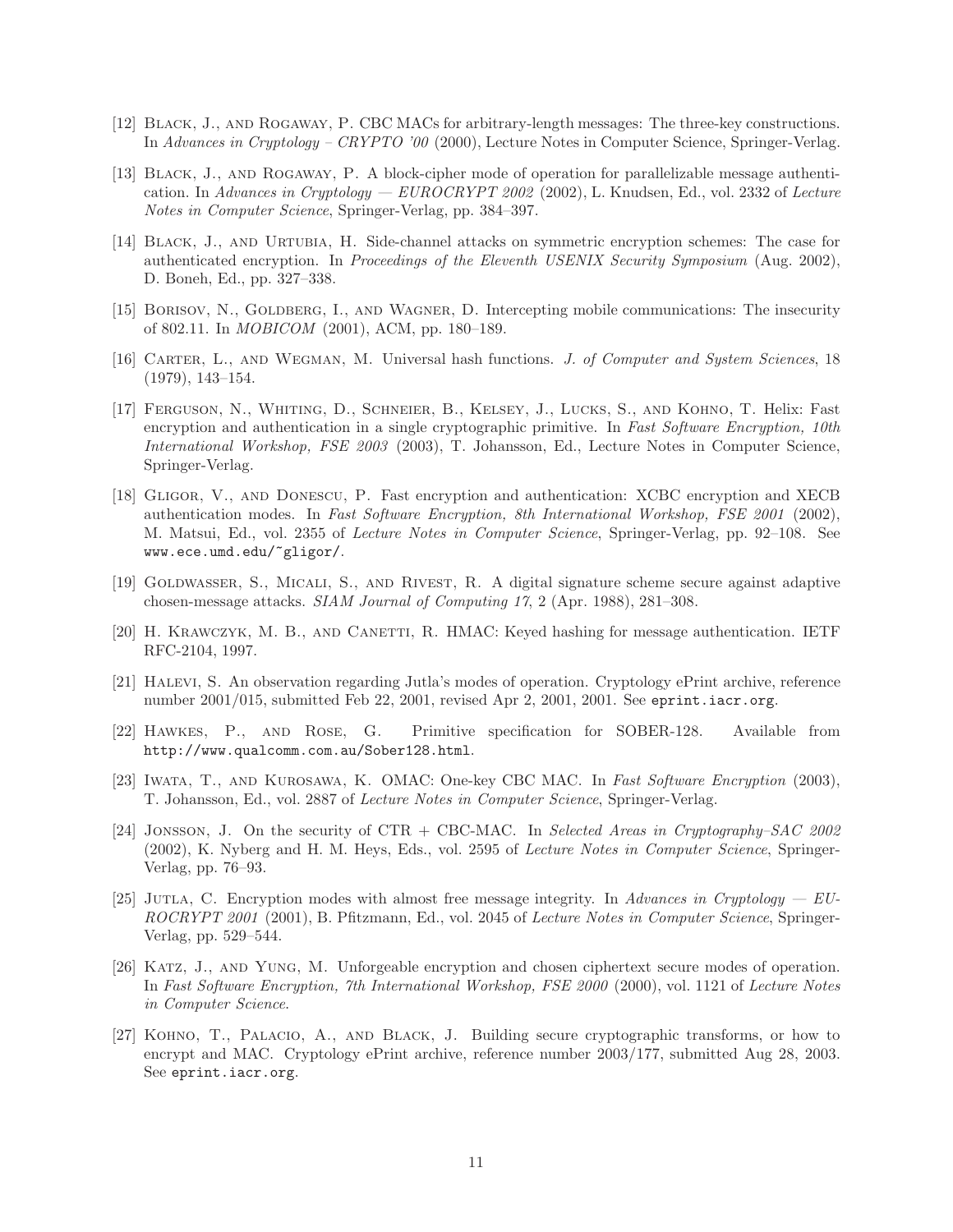[12] Black, J., and Rogaway, P. CBC MACs for arbitrary-length messages: The three-key constructions. In *Advances in Cryptology – CRYPTO '00* (2000), Lecture Notes in Computer Science, Springer-Verlag.

[13] Black, J., and Rogaway, P. A block-cipher mode of operation for parallelizable message authentication. In *Advances in Cryptology — EUROCRYPT 2002* (2002), L. Knudsen, Ed., vol. 2332 of *Lecture Notes in Computer Science*, Springer-Verlag, pp. 384–397.

[14] Black, J., and Urtubia, H. Side-channel attacks on symmetric encryption schemes: The case for authenticated encryption. In *Proceedings of the Eleventh USENIX Security Symposium* (Aug. 2002), D. Boneh, Ed., pp. 327–338.

[15] Borisov, N., Goldberg, I., and Wagner, D. Intercepting mobile communications: The insecurity of 802.11. In *MOBICOM* (2001), ACM, pp. 180–189.

[16] Carter, L., and Wegman, M. Universal hash functions. *J. of Computer and System Sciences*, 18 (1979), 143–154.

[17] Ferguson, N., Whiting, D., Schneier, B., Kelsey, J., Lucks, S., and Kohno, T. Helix: Fast encryption and authentication in a single cryptographic primitive. In *Fast Software Encryption, 10th International Workshop, FSE 2003* (2003), T. Johansson, Ed., Lecture Notes in Computer Science, Springer-Verlag.

[18] Gligor, V., and Donescu, P. Fast encryption and authentication: XCBC encryption and XECB authentication modes. In *Fast Software Encryption, 8th International Workshop, FSE 2001* (2002), M. Matsui, Ed., vol. 2355 of *Lecture Notes in Computer Science*, Springer-Verlag, pp. 92–108. See `www.ece.umd.edu/~gligor/`.

[19] Goldwasser, S., Micali, S., and Rivest, R. A digital signature scheme secure against adaptive chosen-message attacks. *SIAM Journal of Computing 17*, 2 (Apr. 1988), 281–308.

[20] H. Krawczyk, M. B., and Canetti, R. HMAC: Keyed hashing for message authentication. IETF RFC-2104, 1997.

[21] Halevi, S. An observation regarding Jutla's modes of operation. Cryptology ePrint archive, reference number 2001/015, submitted Feb 22, 2001, revised Apr 2, 2001, 2001. See `eprint.iacr.org`.

[22] Hawkes, P., and Rose, G. Primitive specification for SOBER-128. Available from `http://www.qualcomm.com.au/Sober128.html`.

[23] Iwata, T., and Kurosawa, K. OMAC: One-key CBC MAC. In *Fast Software Encryption* (2003), T. Johansson, Ed., vol. 2887 of *Lecture Notes in Computer Science*, Springer-Verlag.

[24] Jonsson, J. On the security of CTR + CBC-MAC. In *Selected Areas in Cryptography–SAC 2002* (2002), K. Nyberg and H. M. Heys, Eds., vol. 2595 of *Lecture Notes in Computer Science*, Springer-Verlag, pp. 76–93.

[25] Jutla, C. Encryption modes with almost free message integrity. In *Advances in Cryptology — EUROCRYPT 2001* (2001), B. Pfitzmann, Ed., vol. 2045 of *Lecture Notes in Computer Science*, Springer-Verlag, pp. 529–544.

[26] Katz, J., and Yung, M. Unforgeable encryption and chosen ciphertext secure modes of operation. In *Fast Software Encryption, 7th International Workshop, FSE 2000* (2000), vol. 1121 of *Lecture Notes in Computer Science*.

[27] Kohno, T., Palacio, A., and Black, J. Building secure cryptographic transforms, or how to encrypt and MAC. Cryptology ePrint archive, reference number 2003/177, submitted Aug 28, 2003. See `eprint.iacr.org`.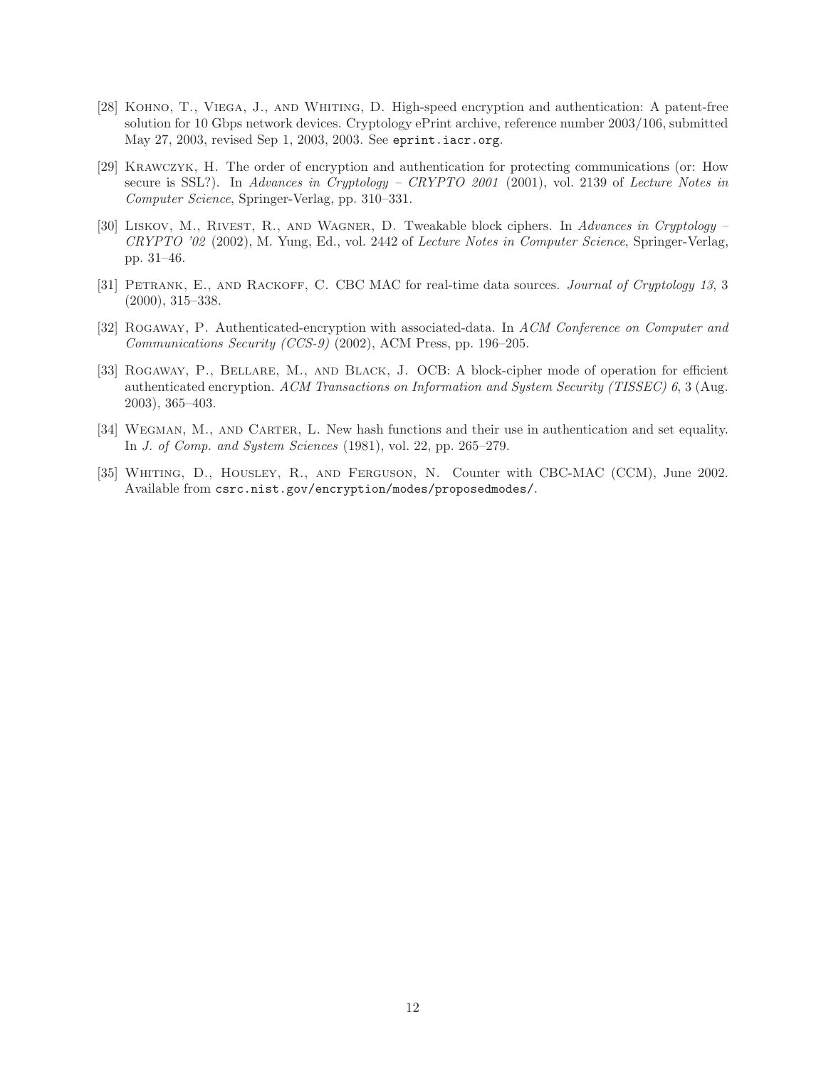[28] Kohno, T., Viega, J., and Whiting, D. High-speed encryption and authentication: A patent-free solution for 10 Gbps network devices. Cryptology ePrint archive, reference number 2003/106, submitted May 27, 2003, revised Sep 1, 2003, 2003. See `eprint.iacr.org`.

[29] Krawczyk, H. The order of encryption and authentication for protecting communications (or: How secure is SSL?). In *Advances in Cryptology – CRYPTO 2001* (2001), vol. 2139 of *Lecture Notes in Computer Science*, Springer-Verlag, pp. 310–331.

[30] Liskov, M., Rivest, R., and Wagner, D. Tweakable block ciphers. In *Advances in Cryptology – CRYPTO '02* (2002), M. Yung, Ed., vol. 2442 of *Lecture Notes in Computer Science*, Springer-Verlag, pp. 31–46.

[31] Petrank, E., and Rackoff, C. CBC MAC for real-time data sources. *Journal of Cryptology 13*, 3 (2000), 315–338.

[32] Rogaway, P. Authenticated-encryption with associated-data. In *ACM Conference on Computer and Communications Security (CCS-9)* (2002), ACM Press, pp. 196–205.

[33] Rogaway, P., Bellare, M., and Black, J. OCB: A block-cipher mode of operation for efficient authenticated encryption. *ACM Transactions on Information and System Security (TISSEC) 6*, 3 (Aug. 2003), 365–403.

[34] Wegman, M., and Carter, L. New hash functions and their use in authentication and set equality. In *J. of Comp. and System Sciences* (1981), vol. 22, pp. 265–279.

[35] Whiting, D., Housley, R., and Ferguson, N. Counter with CBC-MAC (CCM), June 2002. Available from `csrc.nist.gov/encryption/modes/proposedmodes/`.